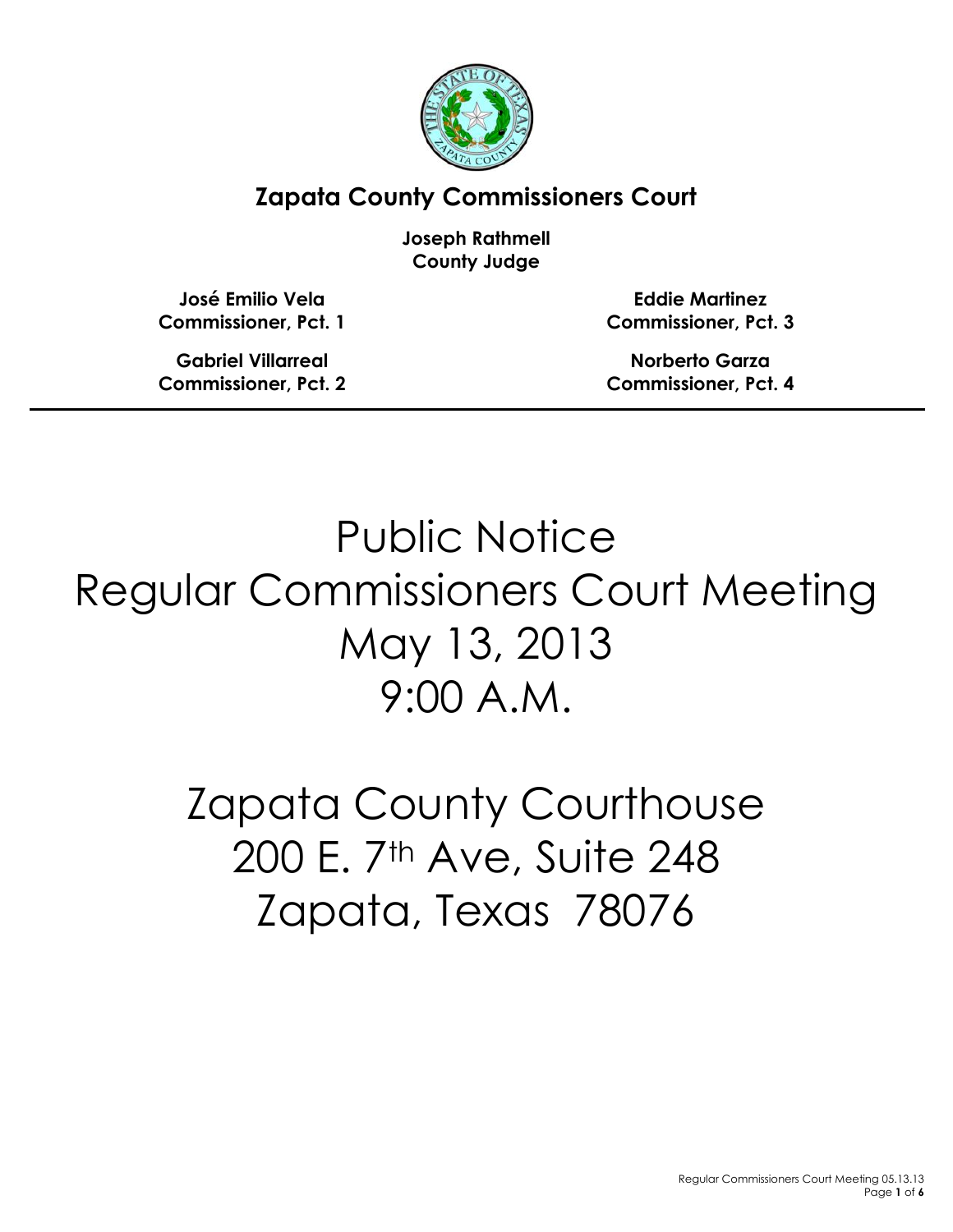## Zapata County Commissioners Court

**Joseph Rathmell**
**County Judge**

**José Emilio Vela**
**Commissioner, Pct. 1**

**Gabriel Villarreal**
**Commissioner, Pct. 2**

**Eddie Martinez**
**Commissioner, Pct. 3**

**Norberto Garza**
**Commissioner, Pct. 4**

---

# Public Notice
# Regular Commissioners Court Meeting
# May 13, 2013
# 9:00 A.M.

# Zapata County Courthouse
# 200 E. 7th Ave, Suite 248
# Zapata, Texas 78076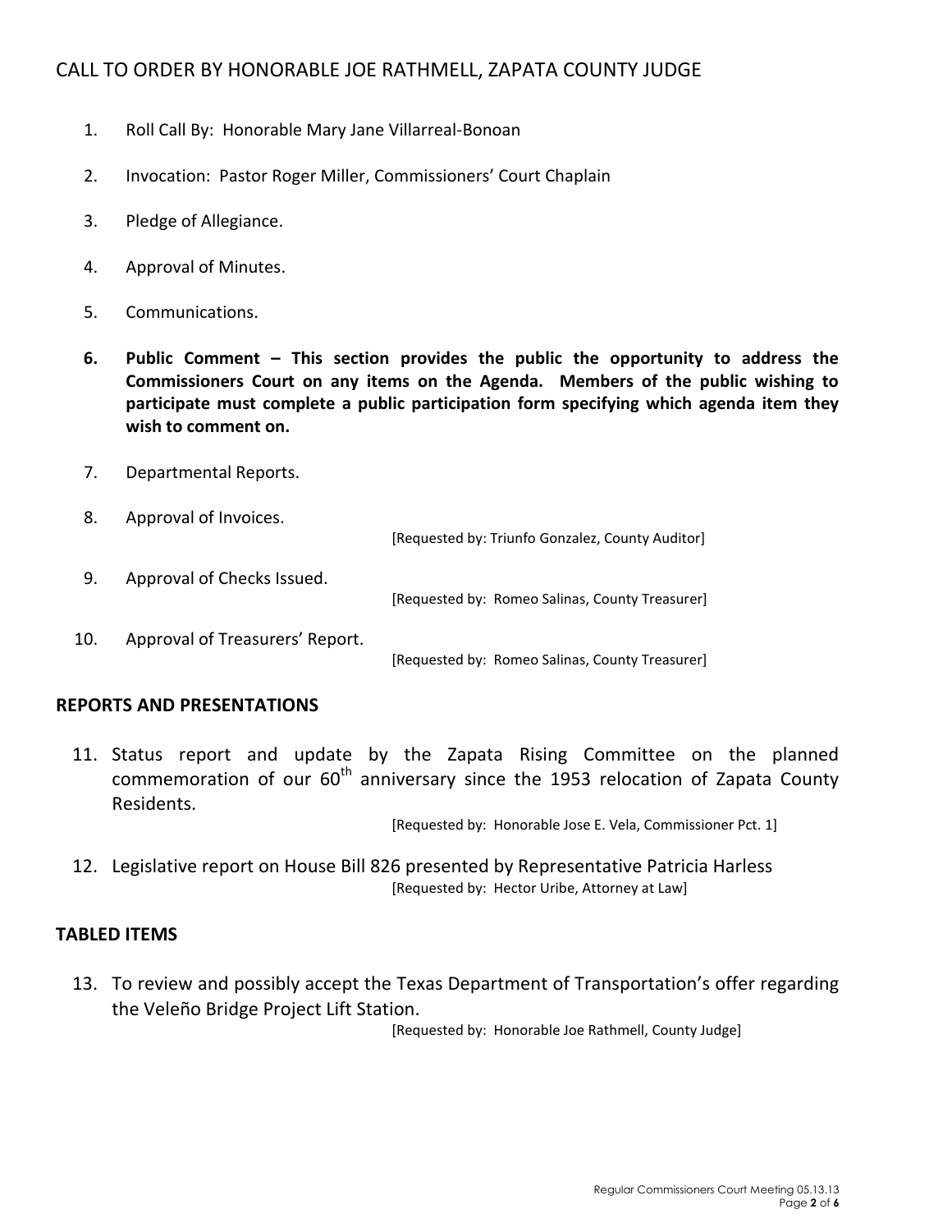# CALL TO ORDER BY HONORABLE JOE RATHMELL, ZAPATA COUNTY JUDGE

1. Roll Call By: Honorable Mary Jane Villarreal-Bonoan

2. Invocation: Pastor Roger Miller, Commissioners' Court Chaplain

3. Pledge of Allegiance.

4. Approval of Minutes.

5. Communications.

6. **Public Comment – This section provides the public the opportunity to address the Commissioners Court on any items on the Agenda. Members of the public wishing to participate must complete a public participation form specifying which agenda item they wish to comment on.**

7. Departmental Reports.

8. Approval of Invoices.

   [Requested by: Triunfo Gonzalez, County Auditor]

9. Approval of Checks Issued.

   [Requested by: Romeo Salinas, County Treasurer]

10. Approval of Treasurers' Report.

    [Requested by: Romeo Salinas, County Treasurer]

## REPORTS AND PRESENTATIONS

11. Status report and update by the Zapata Rising Committee on the planned commemoration of our 60th anniversary since the 1953 relocation of Zapata County Residents.

    [Requested by: Honorable Jose E. Vela, Commissioner Pct. 1]

12. Legislative report on House Bill 826 presented by Representative Patricia Harless

    [Requested by: Hector Uribe, Attorney at Law]

## TABLED ITEMS

13. To review and possibly accept the Texas Department of Transportation's offer regarding the Veleño Bridge Project Lift Station.

    [Requested by: Honorable Joe Rathmell, County Judge]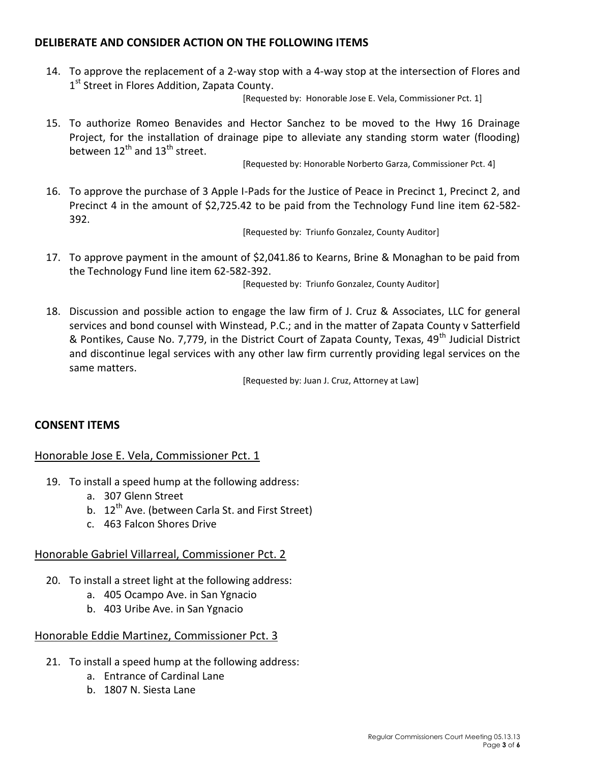## DELIBERATE AND CONSIDER ACTION ON THE FOLLOWING ITEMS

14. To approve the replacement of a 2-way stop with a 4-way stop at the intersection of Flores and 1st Street in Flores Addition, Zapata County.

    [Requested by: Honorable Jose E. Vela, Commissioner Pct. 1]

15. To authorize Romeo Benavides and Hector Sanchez to be moved to the Hwy 16 Drainage Project, for the installation of drainage pipe to alleviate any standing storm water (flooding) between 12th and 13th street.

    [Requested by: Honorable Norberto Garza, Commissioner Pct. 4]

16. To approve the purchase of 3 Apple I-Pads for the Justice of Peace in Precinct 1, Precinct 2, and Precinct 4 in the amount of $2,725.42 to be paid from the Technology Fund line item 62-582-392.

    [Requested by: Triunfo Gonzalez, County Auditor]

17. To approve payment in the amount of $2,041.86 to Kearns, Brine & Monaghan to be paid from the Technology Fund line item 62-582-392.

    [Requested by: Triunfo Gonzalez, County Auditor]

18. Discussion and possible action to engage the law firm of J. Cruz & Associates, LLC for general services and bond counsel with Winstead, P.C.; and in the matter of Zapata County v Satterfield & Pontikes, Cause No. 7,779, in the District Court of Zapata County, Texas, 49th Judicial District and discontinue legal services with any other law firm currently providing legal services on the same matters.

    [Requested by: Juan J. Cruz, Attorney at Law]

## CONSENT ITEMS

### Honorable Jose E. Vela, Commissioner Pct. 1

19. To install a speed hump at the following address:
    a. 307 Glenn Street
    b. 12th Ave. (between Carla St. and First Street)
    c. 463 Falcon Shores Drive

### Honorable Gabriel Villarreal, Commissioner Pct. 2

20. To install a street light at the following address:
    a. 405 Ocampo Ave. in San Ygnacio
    b. 403 Uribe Ave. in San Ygnacio

### Honorable Eddie Martinez, Commissioner Pct. 3

21. To install a speed hump at the following address:
    a. Entrance of Cardinal Lane
    b. 1807 N. Siesta Lane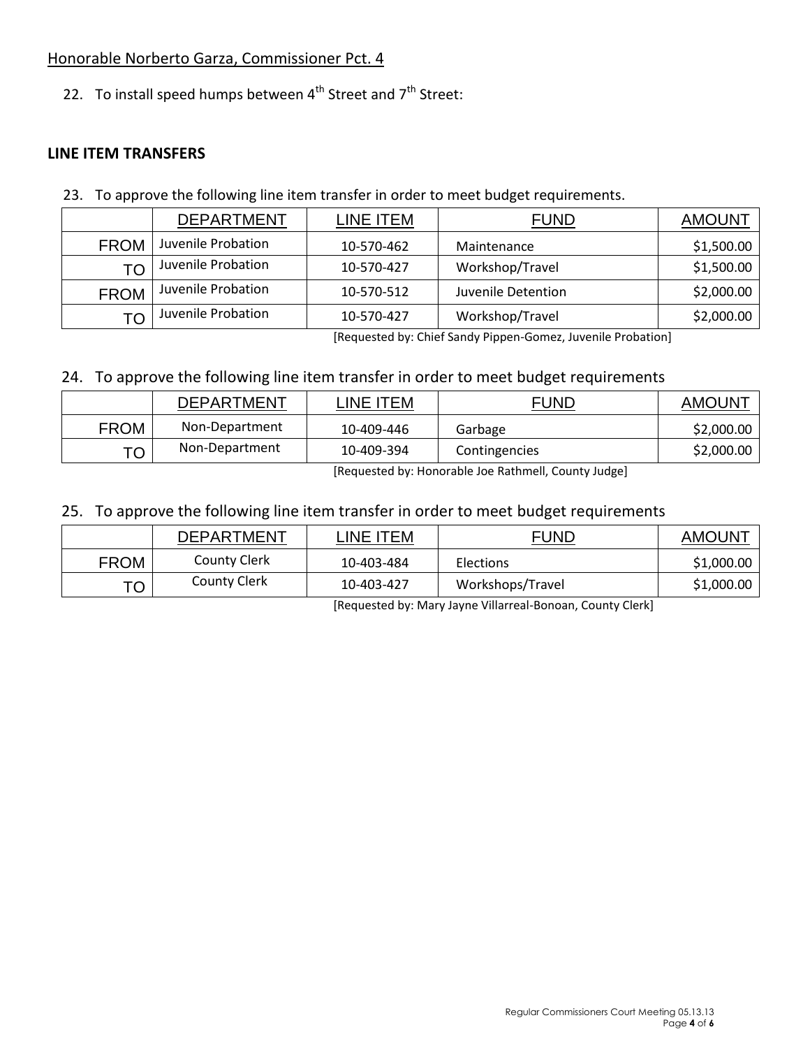Honorable Norberto Garza, Commissioner Pct. 4

22. To install speed humps between 4th Street and 7th Street:

**LINE ITEM TRANSFERS**

23. To approve the following line item transfer in order to meet budget requirements.

| | DEPARTMENT | LINE ITEM | FUND | AMOUNT |
|---|---|---|---|---|
| FROM | Juvenile Probation | 10-570-462 | Maintenance | $1,500.00 |
| TO | Juvenile Probation | 10-570-427 | Workshop/Travel | $1,500.00 |
| FROM | Juvenile Probation | 10-570-512 | Juvenile Detention | $2,000.00 |
| TO | Juvenile Probation | 10-570-427 | Workshop/Travel | $2,000.00 |

[Requested by: Chief Sandy Pippen-Gomez, Juvenile Probation]

24. To approve the following line item transfer in order to meet budget requirements

| | DEPARTMENT | LINE ITEM | FUND | AMOUNT |
|---|---|---|---|---|
| FROM | Non-Department | 10-409-446 | Garbage | $2,000.00 |
| TO | Non-Department | 10-409-394 | Contingencies | $2,000.00 |

[Requested by: Honorable Joe Rathmell, County Judge]

25. To approve the following line item transfer in order to meet budget requirements

| | DEPARTMENT | LINE ITEM | FUND | AMOUNT |
|---|---|---|---|---|
| FROM | County Clerk | 10-403-484 | Elections | $1,000.00 |
| TO | County Clerk | 10-403-427 | Workshops/Travel | $1,000.00 |

[Requested by: Mary Jayne Villarreal-Bonoan, County Clerk]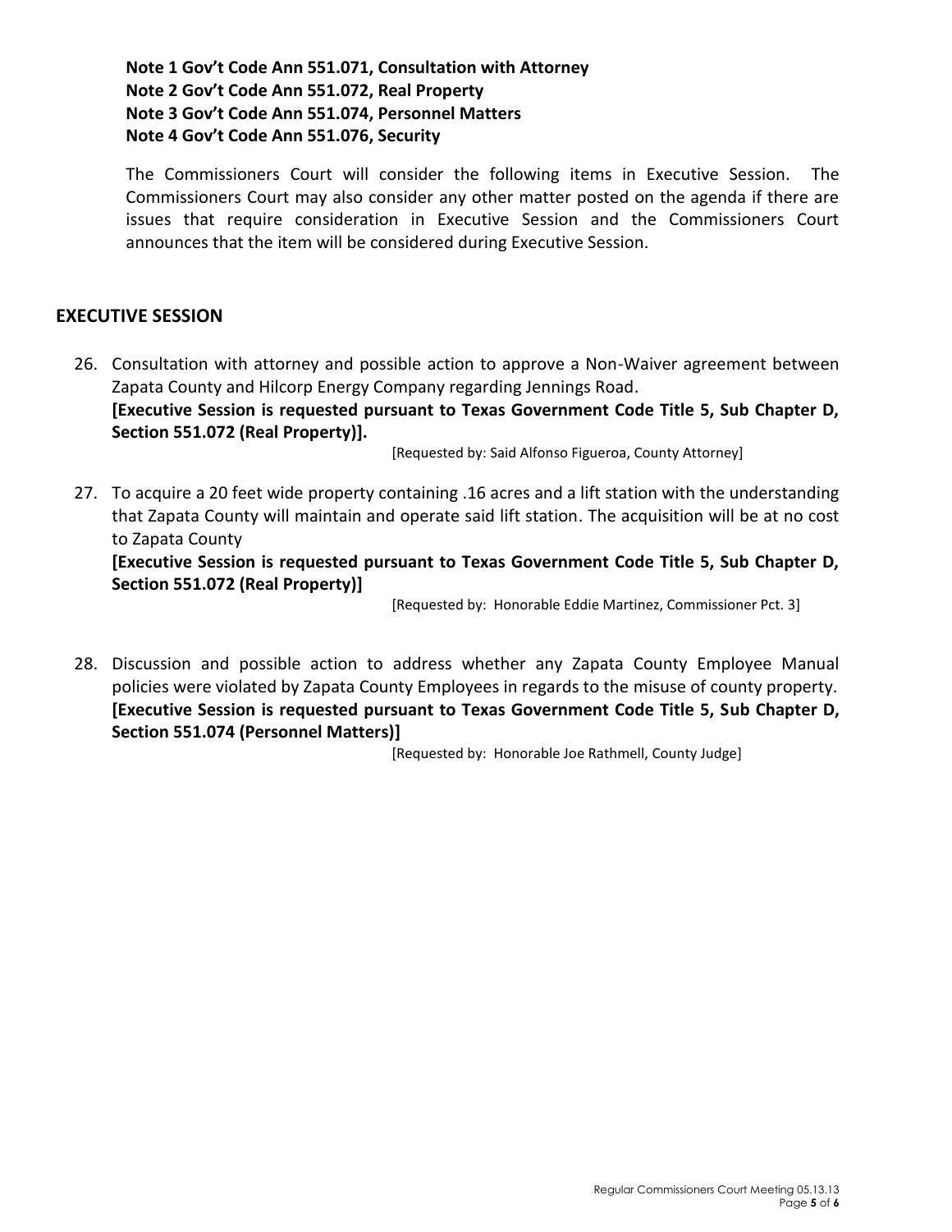**Note 1 Gov't Code Ann 551.071, Consultation with Attorney**
**Note 2 Gov't Code Ann 551.072, Real Property**
**Note 3 Gov't Code Ann 551.074, Personnel Matters**
**Note 4 Gov't Code Ann 551.076, Security**

The Commissioners Court will consider the following items in Executive Session. The Commissioners Court may also consider any other matter posted on the agenda if there are issues that require consideration in Executive Session and the Commissioners Court announces that the item will be considered during Executive Session.

## EXECUTIVE SESSION

26. Consultation with attorney and possible action to approve a Non-Waiver agreement between Zapata County and Hilcorp Energy Company regarding Jennings Road.
**[Executive Session is requested pursuant to Texas Government Code Title 5, Sub Chapter D, Section 551.072 (Real Property)].**

    [Requested by: Said Alfonso Figueroa, County Attorney]

27. To acquire a 20 feet wide property containing .16 acres and a lift station with the understanding that Zapata County will maintain and operate said lift station. The acquisition will be at no cost to Zapata County
**[Executive Session is requested pursuant to Texas Government Code Title 5, Sub Chapter D, Section 551.072 (Real Property)]**

    [Requested by: Honorable Eddie Martinez, Commissioner Pct. 3]

28. Discussion and possible action to address whether any Zapata County Employee Manual policies were violated by Zapata County Employees in regards to the misuse of county property.
**[Executive Session is requested pursuant to Texas Government Code Title 5, Sub Chapter D, Section 551.074 (Personnel Matters)]**

    [Requested by: Honorable Joe Rathmell, County Judge]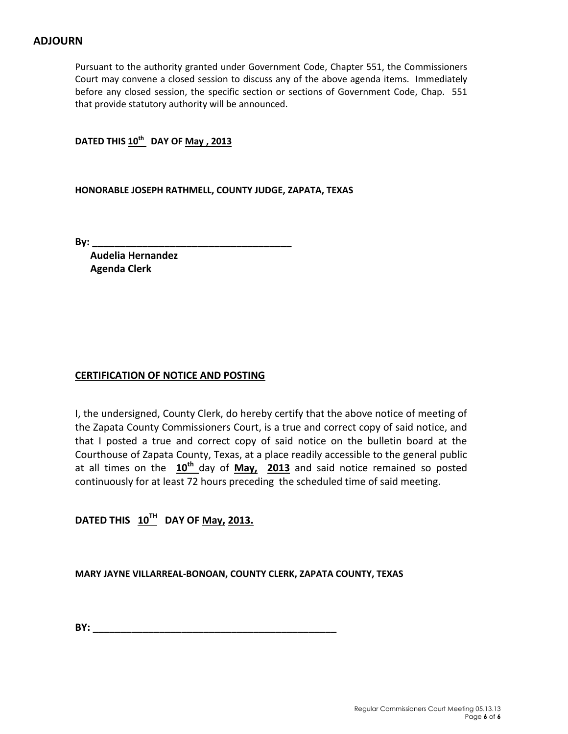## ADJOURN

Pursuant to the authority granted under Government Code, Chapter 551, the Commissioners Court may convene a closed session to discuss any of the above agenda items. Immediately before any closed session, the specific section or sections of Government Code, Chap. 551 that provide statutory authority will be announced.

**DATED THIS 10th DAY OF May , 2013**

**HONORABLE JOSEPH RATHMELL, COUNTY JUDGE, ZAPATA, TEXAS**

**By: _____________________________________**
**Audelia Hernandez**
**Agenda Clerk**

**CERTIFICATION OF NOTICE AND POSTING**

I, the undersigned, County Clerk, do hereby certify that the above notice of meeting of the Zapata County Commissioners Court, is a true and correct copy of said notice, and that I posted a true and correct copy of said notice on the bulletin board at the Courthouse of Zapata County, Texas, at a place readily accessible to the general public at all times on the **10th** day of **May, 2013** and said notice remained so posted continuously for at least 72 hours preceding the scheduled time of said meeting.

**DATED THIS 10TH DAY OF May, 2013.**

**MARY JAYNE VILLARREAL-BONOAN, COUNTY CLERK, ZAPATA COUNTY, TEXAS**

**BY: _______________________________________________**